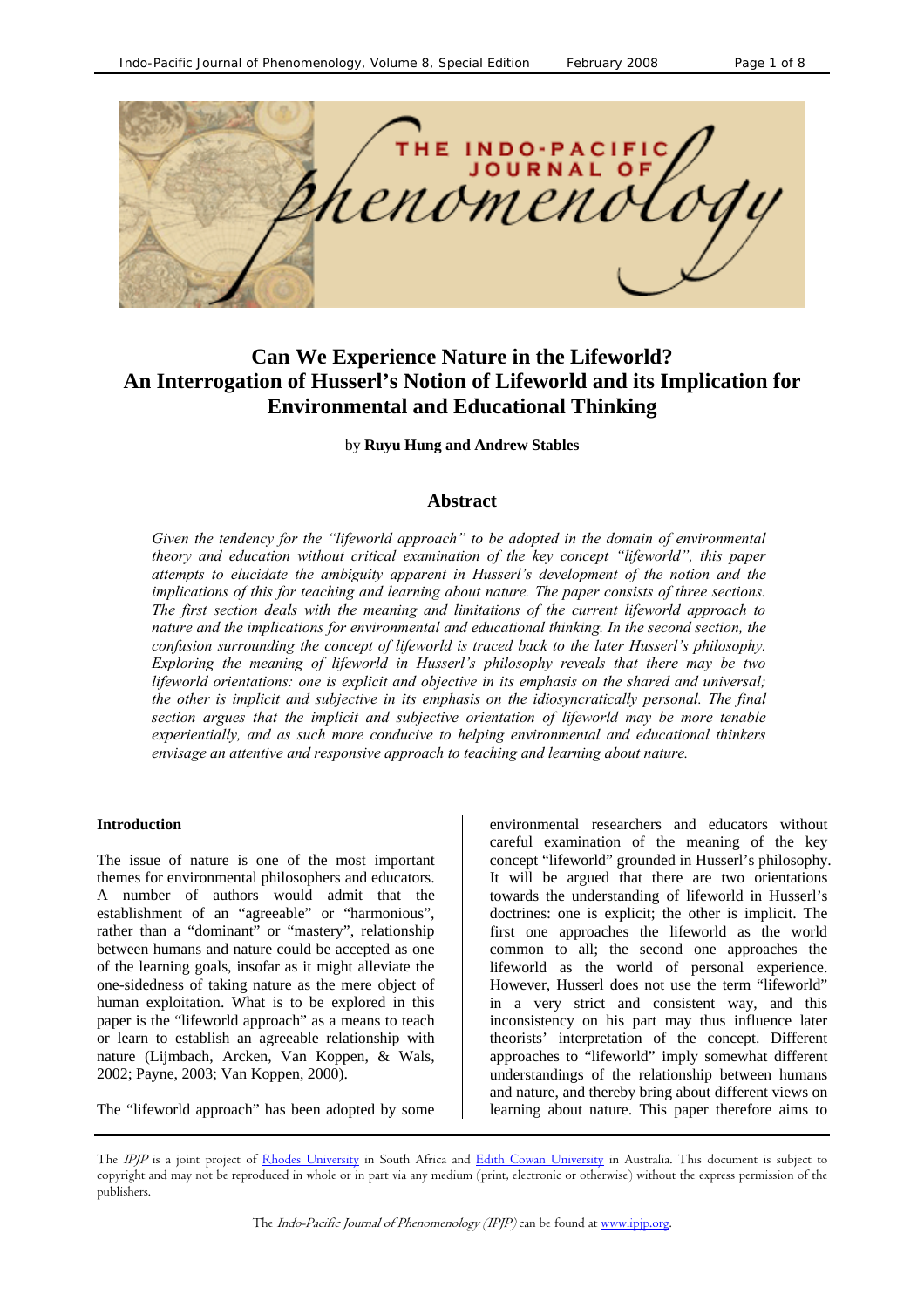# Can We Experience Nature in the Lifeworld? An Interrogation of Husserl's Notion of Lifeworld and its Implication for Environmental and Educational Thinking

by **Ruyu Hung and Andrew Stables**

## Abstract

*Given the tendency for the "lifeworld approach" to be adopted in the domain of environmental theory and education without critical examination of the key concept "lifeworld", this paper attempts to elucidate the ambiguity apparent in Husserl's development of the notion and the implications of this for teaching and learning about nature. The paper consists of three sections. The first section deals with the meaning and limitations of the current lifeworld approach to nature and the implications for environmental and educational thinking. In the second section, the confusion surrounding the concept of lifeworld is traced back to the later Husserl's philosophy. Exploring the meaning of lifeworld in Husserl's philosophy reveals that there may be two lifeworld orientations: one is explicit and objective in its emphasis on the shared and universal; the other is implicit and subjective in its emphasis on the idiosyncratically personal. The final section argues that the implicit and subjective orientation of lifeworld may be more tenable experientially, and as such more conducive to helping environmental and educational thinkers envisage an attentive and responsive approach to teaching and learning about nature.*

### Introduction

The issue of nature is one of the most important themes for environmental philosophers and educators. A number of authors would admit that the establishment of an "agreeable" or "harmonious", rather than a "dominant" or "mastery", relationship between humans and nature could be accepted as one of the learning goals, insofar as it might alleviate the one-sidedness of taking nature as the mere object of human exploitation. What is to be explored in this paper is the "lifeworld approach" as a means to teach or learn to establish an agreeable relationship with nature (Lijmbach, Arcken, Van Koppen, & Wals, 2002; Payne, 2003; Van Koppen, 2000).

The "lifeworld approach" has been adopted by some environmental researchers and educators without careful examination of the meaning of the key concept "lifeworld" grounded in Husserl's philosophy. It will be argued that there are two orientations towards the understanding of lifeworld in Husserl's doctrines: one is explicit; the other is implicit. The first one approaches the lifeworld as the world common to all; the second one approaches the lifeworld as the world of personal experience. However, Husserl does not use the term "lifeworld" in a very strict and consistent way, and this inconsistency on his part may thus influence later theorists' interpretation of the concept. Different approaches to "lifeworld" imply somewhat different understandings of the relationship between humans and nature, and thereby bring about different views on learning about nature. This paper therefore aims to

The *IPJP* is a joint project of Rhodes University in South Africa and Edith Cowan University in Australia. This document is subject to copyright and may not be reproduced in whole or in part via any medium (print, electronic or otherwise) without the express permission of the publishers.

The *Indo-Pacific Journal of Phenomenology (IPJP)* can be found at www.ipjp.org.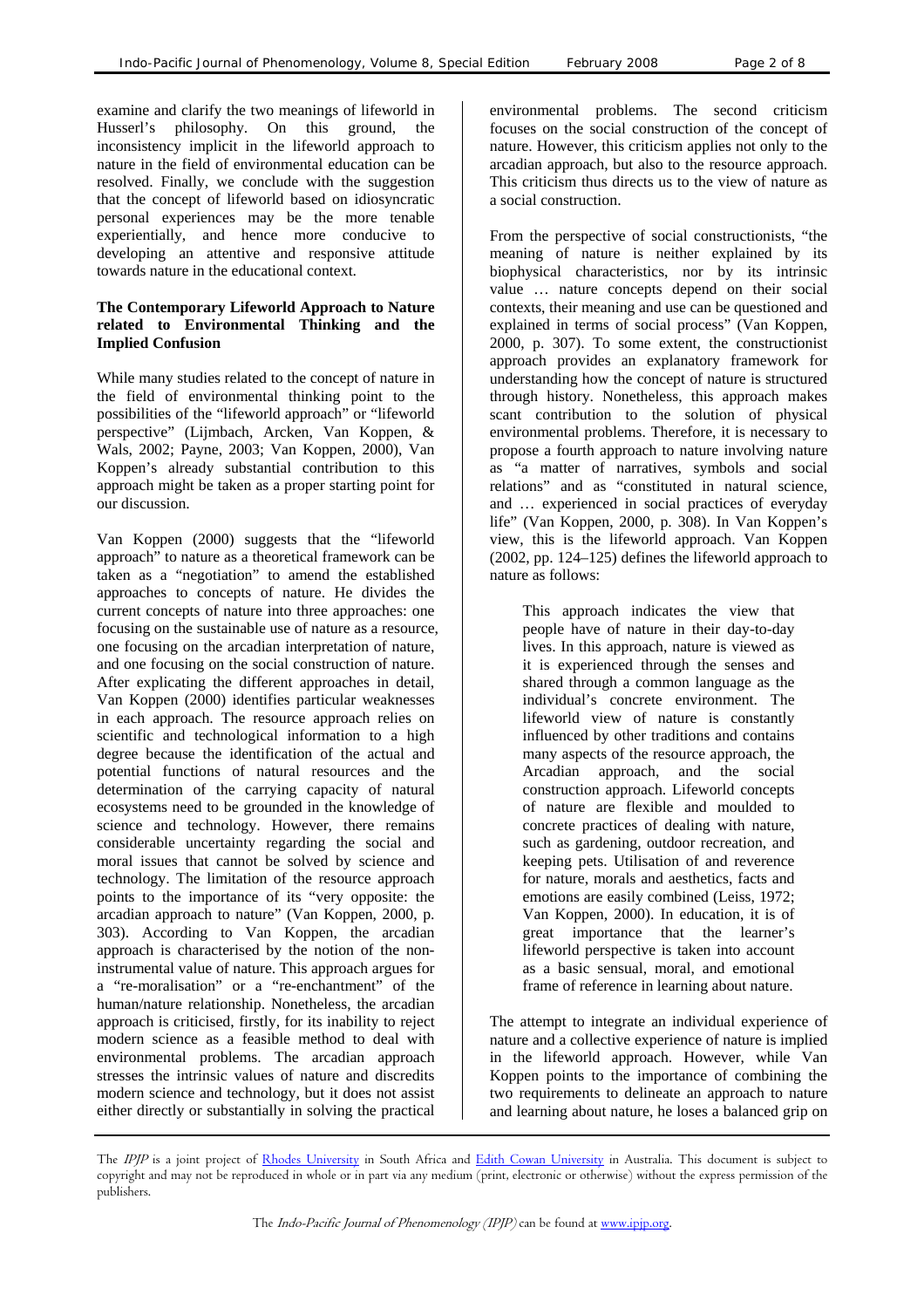examine and clarify the two meanings of lifeworld in Husserl's philosophy. On this ground, the inconsistency implicit in the lifeworld approach to nature in the field of environmental education can be resolved. Finally, we conclude with the suggestion that the concept of lifeworld based on idiosyncratic personal experiences may be the more tenable experientially, and hence more conducive to developing an attentive and responsive attitude towards nature in the educational context.

**The Contemporary Lifeworld Approach to Nature related to Environmental Thinking and the Implied Confusion**

While many studies related to the concept of nature in the field of environmental thinking point to the possibilities of the "lifeworld approach" or "lifeworld perspective" (Lijmbach, Arcken, Van Koppen, & Wals, 2002; Payne, 2003; Van Koppen, 2000), Van Koppen's already substantial contribution to this approach might be taken as a proper starting point for our discussion.

Van Koppen (2000) suggests that the "lifeworld approach" to nature as a theoretical framework can be taken as a "negotiation" to amend the established approaches to concepts of nature. He divides the current concepts of nature into three approaches: one focusing on the sustainable use of nature as a resource, one focusing on the arcadian interpretation of nature, and one focusing on the social construction of nature. After explicating the different approaches in detail, Van Koppen (2000) identifies particular weaknesses in each approach. The resource approach relies on scientific and technological information to a high degree because the identification of the actual and potential functions of natural resources and the determination of the carrying capacity of natural ecosystems need to be grounded in the knowledge of science and technology. However, there remains considerable uncertainty regarding the social and moral issues that cannot be solved by science and technology. The limitation of the resource approach points to the importance of its "very opposite: the arcadian approach to nature" (Van Koppen, 2000, p. 303). According to Van Koppen, the arcadian approach is characterised by the notion of the non-instrumental value of nature. This approach argues for a "re-moralisation" or a "re-enchantment" of the human/nature relationship. Nonetheless, the arcadian approach is criticised, firstly, for its inability to reject modern science as a feasible method to deal with environmental problems. The arcadian approach stresses the intrinsic values of nature and discredits modern science and technology, but it does not assist either directly or substantially in solving the practical environmental problems. The second criticism focuses on the social construction of the concept of nature. However, this criticism applies not only to the arcadian approach, but also to the resource approach. This criticism thus directs us to the view of nature as a social construction.

From the perspective of social constructionists, "the meaning of nature is neither explained by its biophysical characteristics, nor by its intrinsic value … nature concepts depend on their social contexts, their meaning and use can be questioned and explained in terms of social process" (Van Koppen, 2000, p. 307). To some extent, the constructionist approach provides an explanatory framework for understanding how the concept of nature is structured through history. Nonetheless, this approach makes scant contribution to the solution of physical environmental problems. Therefore, it is necessary to propose a fourth approach to nature involving nature as "a matter of narratives, symbols and social relations" and as "constituted in natural science, and … experienced in social practices of everyday life" (Van Koppen, 2000, p. 308). In Van Koppen's view, this is the lifeworld approach. Van Koppen (2002, pp. 124–125) defines the lifeworld approach to nature as follows:

> This approach indicates the view that people have of nature in their day-to-day lives. In this approach, nature is viewed as it is experienced through the senses and shared through a common language as the individual's concrete environment. The lifeworld view of nature is constantly influenced by other traditions and contains many aspects of the resource approach, the Arcadian approach, and the social construction approach. Lifeworld concepts of nature are flexible and moulded to concrete practices of dealing with nature, such as gardening, outdoor recreation, and keeping pets. Utilisation of and reverence for nature, morals and aesthetics, facts and emotions are easily combined (Leiss, 1972; Van Koppen, 2000). In education, it is of great importance that the learner's lifeworld perspective is taken into account as a basic sensual, moral, and emotional frame of reference in learning about nature.

The attempt to integrate an individual experience of nature and a collective experience of nature is implied in the lifeworld approach. However, while Van Koppen points to the importance of combining the two requirements to delineate an approach to nature and learning about nature, he loses a balanced grip on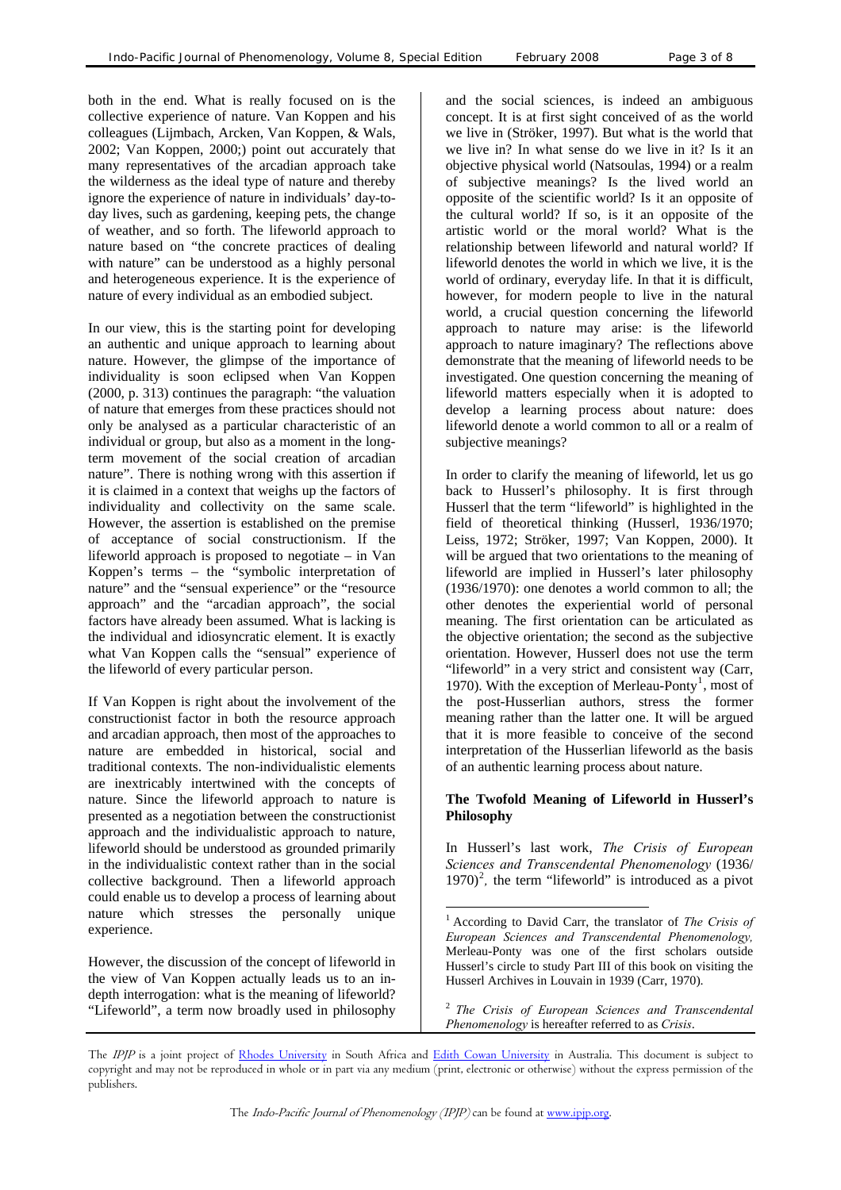both in the end. What is really focused on is the collective experience of nature. Van Koppen and his colleagues (Lijmbach, Arcken, Van Koppen, & Wals, 2002; Van Koppen, 2000;) point out accurately that many representatives of the arcadian approach take the wilderness as the ideal type of nature and thereby ignore the experience of nature in individuals' day-to-day lives, such as gardening, keeping pets, the change of weather, and so forth. The lifeworld approach to nature based on "the concrete practices of dealing with nature" can be understood as a highly personal and heterogeneous experience. It is the experience of nature of every individual as an embodied subject.

In our view, this is the starting point for developing an authentic and unique approach to learning about nature. However, the glimpse of the importance of individuality is soon eclipsed when Van Koppen (2000, p. 313) continues the paragraph: "the valuation of nature that emerges from these practices should not only be analysed as a particular characteristic of an individual or group, but also as a moment in the long-term movement of the social creation of arcadian nature". There is nothing wrong with this assertion if it is claimed in a context that weighs up the factors of individuality and collectivity on the same scale. However, the assertion is established on the premise of acceptance of social constructionism. If the lifeworld approach is proposed to negotiate – in Van Koppen's terms – the "symbolic interpretation of nature" and the "sensual experience" or the "resource approach" and the "arcadian approach", the social factors have already been assumed. What is lacking is the individual and idiosyncratic element. It is exactly what Van Koppen calls the "sensual" experience of the lifeworld of every particular person.

If Van Koppen is right about the involvement of the constructionist factor in both the resource approach and arcadian approach, then most of the approaches to nature are embedded in historical, social and traditional contexts. The non-individualistic elements are inextricably intertwined with the concepts of nature. Since the lifeworld approach to nature is presented as a negotiation between the constructionist approach and the individualistic approach to nature, lifeworld should be understood as grounded primarily in the individualistic context rather than in the social collective background. Then a lifeworld approach could enable us to develop a process of learning about nature which stresses the personally unique experience.

However, the discussion of the concept of lifeworld in the view of Van Koppen actually leads us to an in-depth interrogation: what is the meaning of lifeworld? "Lifeworld", a term now broadly used in philosophy and the social sciences, is indeed an ambiguous concept. It is at first sight conceived of as the world we live in (Ströker, 1997). But what is the world that we live in? In what sense do we live in it? Is it an objective physical world (Natsoulas, 1994) or a realm of subjective meanings? Is the lived world an opposite of the scientific world? Is it an opposite of the cultural world? If so, is it an opposite of the artistic world or the moral world? What is the relationship between lifeworld and natural world? If lifeworld denotes the world in which we live, it is the world of ordinary, everyday life. In that it is difficult, however, for modern people to live in the natural world, a crucial question concerning the lifeworld approach to nature may arise: is the lifeworld approach to nature imaginary? The reflections above demonstrate that the meaning of lifeworld needs to be investigated. One question concerning the meaning of lifeworld matters especially when it is adopted to develop a learning process about nature: does lifeworld denote a world common to all or a realm of subjective meanings?

In order to clarify the meaning of lifeworld, let us go back to Husserl's philosophy. It is first through Husserl that the term "lifeworld" is highlighted in the field of theoretical thinking (Husserl, 1936/1970; Leiss, 1972; Ströker, 1997; Van Koppen, 2000). It will be argued that two orientations to the meaning of lifeworld are implied in Husserl's later philosophy (1936/1970): one denotes a world common to all; the other denotes the experiential world of personal meaning. The first orientation can be articulated as the objective orientation; the second as the subjective orientation. However, Husserl does not use the term "lifeworld" in a very strict and consistent way (Carr, 1970). With the exception of Merleau-Ponty[1], most of the post-Husserlian authors, stress the former meaning rather than the latter one. It will be argued that it is more feasible to conceive of the second interpretation of the Husserlian lifeworld as the basis of an authentic learning process about nature.

**The Twofold Meaning of Lifeworld in Husserl's Philosophy**

In Husserl's last work, *The Crisis of European Sciences and Transcendental Phenomenology* (1936/1970)[2], the term "lifeworld" is introduced as a pivot

[1] According to David Carr, the translator of *The Crisis of European Sciences and Transcendental Phenomenology,* Merleau-Ponty was one of the first scholars outside Husserl's circle to study Part III of this book on visiting the Husserl Archives in Louvain in 1939 (Carr, 1970).

[2] *The Crisis of European Sciences and Transcendental Phenomenology* is hereafter referred to as *Crisis*.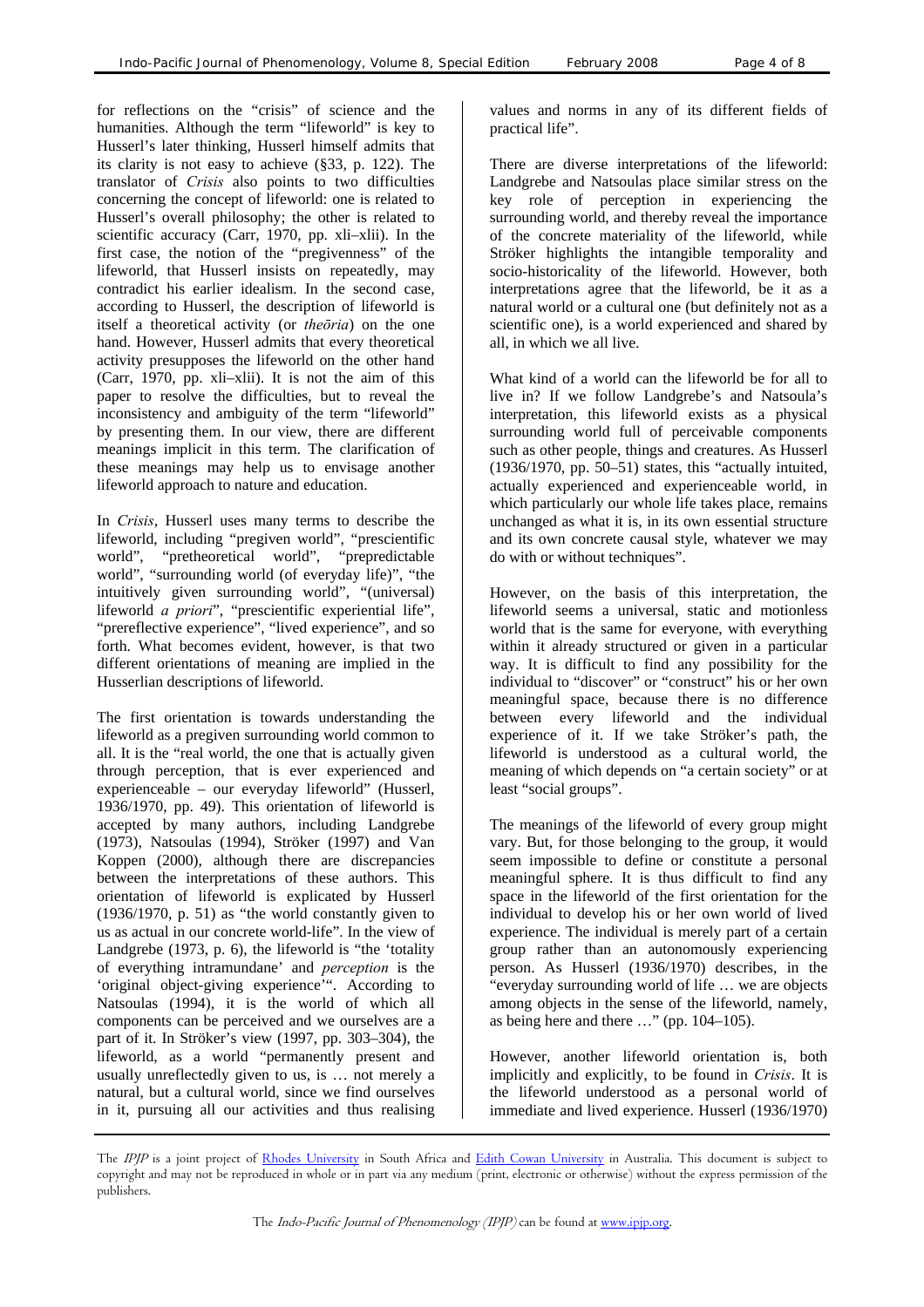for reflections on the "crisis" of science and the humanities. Although the term "lifeworld" is key to Husserl's later thinking, Husserl himself admits that its clarity is not easy to achieve (§33, p. 122). The translator of *Crisis* also points to two difficulties concerning the concept of lifeworld: one is related to Husserl's overall philosophy; the other is related to scientific accuracy (Carr, 1970, pp. xli–xlii). In the first case, the notion of the "pregivenness" of the lifeworld, that Husserl insists on repeatedly, may contradict his earlier idealism. In the second case, according to Husserl, the description of lifeworld is itself a theoretical activity (or *theōria*) on the one hand. However, Husserl admits that every theoretical activity presupposes the lifeworld on the other hand (Carr, 1970, pp. xli–xlii). It is not the aim of this paper to resolve the difficulties, but to reveal the inconsistency and ambiguity of the term "lifeworld" by presenting them. In our view, there are different meanings implicit in this term. The clarification of these meanings may help us to envisage another lifeworld approach to nature and education.

In *Crisis*, Husserl uses many terms to describe the lifeworld, including "pregiven world", "prescientific world", "pretheoretical world", "prepredictable world", "surrounding world (of everyday life)", "the intuitively given surrounding world", "(universal) lifeworld *a priori*", "prescientific experiential life", "prereflective experience", "lived experience", and so forth. What becomes evident, however, is that two different orientations of meaning are implied in the Husserlian descriptions of lifeworld.

The first orientation is towards understanding the lifeworld as a pregiven surrounding world common to all. It is the "real world, the one that is actually given through perception, that is ever experienced and experienceable – our everyday lifeworld" (Husserl, 1936/1970, pp. 49). This orientation of lifeworld is accepted by many authors, including Landgrebe (1973), Natsoulas (1994), Ströker (1997) and Van Koppen (2000), although there are discrepancies between the interpretations of these authors. This orientation of lifeworld is explicated by Husserl (1936/1970, p. 51) as "the world constantly given to us as actual in our concrete world-life". In the view of Landgrebe (1973, p. 6), the lifeworld is "the 'totality of everything intramundane' and *perception* is the 'original object-giving experience'". According to Natsoulas (1994), it is the world of which all components can be perceived and we ourselves are a part of it. In Ströker's view (1997, pp. 303–304), the lifeworld, as a world "permanently present and usually unreflectedly given to us, is … not merely a natural, but a cultural world, since we find ourselves in it, pursuing all our activities and thus realising values and norms in any of its different fields of practical life".

There are diverse interpretations of the lifeworld: Landgrebe and Natsoulas place similar stress on the key role of perception in experiencing the surrounding world, and thereby reveal the importance of the concrete materiality of the lifeworld, while Ströker highlights the intangible temporality and socio-historicality of the lifeworld. However, both interpretations agree that the lifeworld, be it as a natural world or a cultural one (but definitely not as a scientific one), is a world experienced and shared by all, in which we all live.

What kind of a world can the lifeworld be for all to live in? If we follow Landgrebe's and Natsoula's interpretation, this lifeworld exists as a physical surrounding world full of perceivable components such as other people, things and creatures. As Husserl (1936/1970, pp. 50–51) states, this "actually intuited, actually experienced and experienceable world, in which particularly our whole life takes place, remains unchanged as what it is, in its own essential structure and its own concrete causal style, whatever we may do with or without techniques".

However, on the basis of this interpretation, the lifeworld seems a universal, static and motionless world that is the same for everyone, with everything within it already structured or given in a particular way. It is difficult to find any possibility for the individual to "discover" or "construct" his or her own meaningful space, because there is no difference between every lifeworld and the individual experience of it. If we take Ströker's path, the lifeworld is understood as a cultural world, the meaning of which depends on "a certain society" or at least "social groups".

The meanings of the lifeworld of every group might vary. But, for those belonging to the group, it would seem impossible to define or constitute a personal meaningful sphere. It is thus difficult to find any space in the lifeworld of the first orientation for the individual to develop his or her own world of lived experience. The individual is merely part of a certain group rather than an autonomously experiencing person. As Husserl (1936/1970) describes, in the "everyday surrounding world of life … we are objects among objects in the sense of the lifeworld, namely, as being here and there …" (pp. 104–105).

However, another lifeworld orientation is, both implicitly and explicitly, to be found in *Crisis*. It is the lifeworld understood as a personal world of immediate and lived experience. Husserl (1936/1970)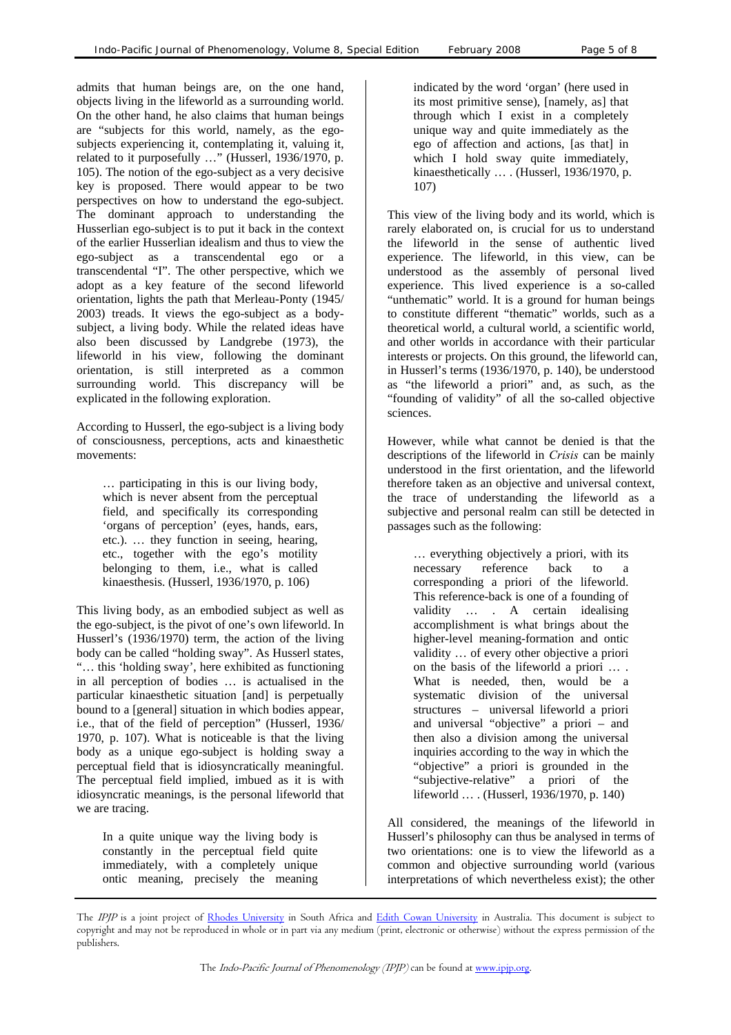admits that human beings are, on the one hand, objects living in the lifeworld as a surrounding world. On the other hand, he also claims that human beings are "subjects for this world, namely, as the ego-subjects experiencing it, contemplating it, valuing it, related to it purposefully …" (Husserl, 1936/1970, p. 105). The notion of the ego-subject as a very decisive key is proposed. There would appear to be two perspectives on how to understand the ego-subject. The dominant approach to understanding the Husserlian ego-subject is to put it back in the context of the earlier Husserlian idealism and thus to view the ego-subject as a transcendental ego or a transcendental "I". The other perspective, which we adopt as a key feature of the second lifeworld orientation, lights the path that Merleau-Ponty (1945/ 2003) treads. It views the ego-subject as a body-subject, a living body. While the related ideas have also been discussed by Landgrebe (1973), the lifeworld in his view, following the dominant orientation, is still interpreted as a common surrounding world. This discrepancy will be explicated in the following exploration.

According to Husserl, the ego-subject is a living body of consciousness, perceptions, acts and kinaesthetic movements:

> … participating in this is our living body, which is never absent from the perceptual field, and specifically its corresponding 'organs of perception' (eyes, hands, ears, etc.). … they function in seeing, hearing, etc., together with the ego's motility belonging to them, i.e., what is called kinaesthesis. (Husserl, 1936/1970, p. 106)

This living body, as an embodied subject as well as the ego-subject, is the pivot of one's own lifeworld. In Husserl's (1936/1970) term, the action of the living body can be called "holding sway". As Husserl states, "… this 'holding sway', here exhibited as functioning in all perception of bodies … is actualised in the particular kinaesthetic situation [and] is perpetually bound to a [general] situation in which bodies appear, i.e., that of the field of perception" (Husserl, 1936/ 1970, p. 107). What is noticeable is that the living body as a unique ego-subject is holding sway a perceptual field that is idiosyncratically meaningful. The perceptual field implied, imbued as it is with idiosyncratic meanings, is the personal lifeworld that we are tracing.

> In a quite unique way the living body is constantly in the perceptual field quite immediately, with a completely unique ontic meaning, precisely the meaning indicated by the word 'organ' (here used in its most primitive sense), [namely, as] that through which I exist in a completely unique way and quite immediately as the ego of affection and actions, [as that] in which I hold sway quite immediately, kinaesthetically … . (Husserl, 1936/1970, p. 107)

This view of the living body and its world, which is rarely elaborated on, is crucial for us to understand the lifeworld in the sense of authentic lived experience. The lifeworld, in this view, can be understood as the assembly of personal lived experience. This lived experience is a so-called "unthematic" world. It is a ground for human beings to constitute different "thematic" worlds, such as a theoretical world, a cultural world, a scientific world, and other worlds in accordance with their particular interests or projects. On this ground, the lifeworld can, in Husserl's terms (1936/1970, p. 140), be understood as "the lifeworld a priori" and, as such, as the "founding of validity" of all the so-called objective sciences.

However, while what cannot be denied is that the descriptions of the lifeworld in *Crisis* can be mainly understood in the first orientation, and the lifeworld therefore taken as an objective and universal context, the trace of understanding the lifeworld as a subjective and personal realm can still be detected in passages such as the following:

> … everything objectively a priori, with its necessary reference back to a corresponding a priori of the lifeworld. This reference-back is one of a founding of validity … . A certain idealising accomplishment is what brings about the higher-level meaning-formation and ontic validity … of every other objective a priori on the basis of the lifeworld a priori … . What is needed, then, would be a systematic division of the universal structures – universal lifeworld a priori and universal "objective" a priori – and then also a division among the universal inquiries according to the way in which the "objective" a priori is grounded in the "subjective-relative" a priori of the lifeworld … . (Husserl, 1936/1970, p. 140)

All considered, the meanings of the lifeworld in Husserl's philosophy can thus be analysed in terms of two orientations: one is to view the lifeworld as a common and objective surrounding world (various interpretations of which nevertheless exist); the other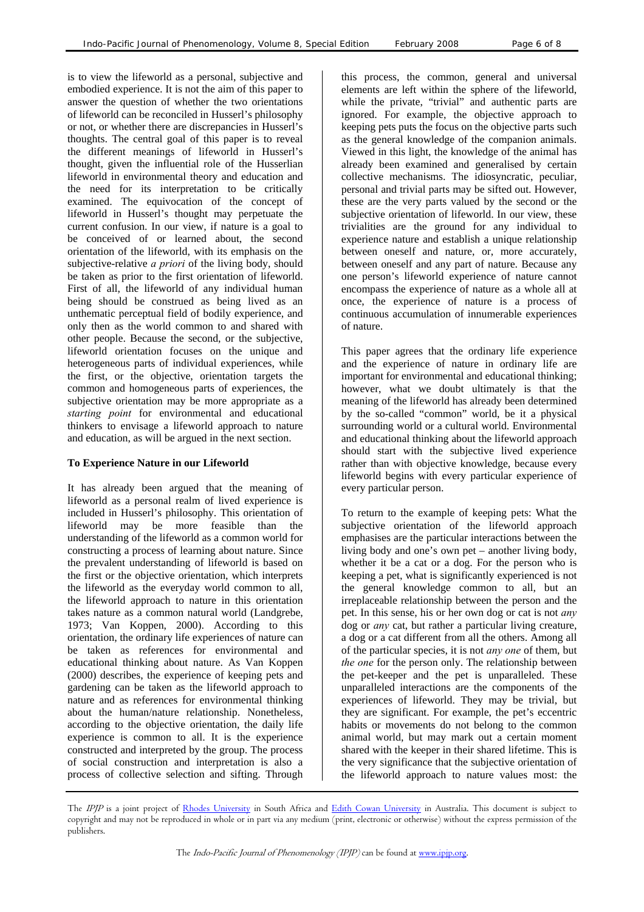is to view the lifeworld as a personal, subjective and embodied experience. It is not the aim of this paper to answer the question of whether the two orientations of lifeworld can be reconciled in Husserl's philosophy or not, or whether there are discrepancies in Husserl's thoughts. The central goal of this paper is to reveal the different meanings of lifeworld in Husserl's thought, given the influential role of the Husserlian lifeworld in environmental theory and education and the need for its interpretation to be critically examined. The equivocation of the concept of lifeworld in Husserl's thought may perpetuate the current confusion. In our view, if nature is a goal to be conceived of or learned about, the second orientation of the lifeworld, with its emphasis on the subjective-relative *a priori* of the living body, should be taken as prior to the first orientation of lifeworld. First of all, the lifeworld of any individual human being should be construed as being lived as an unthematic perceptual field of bodily experience, and only then as the world common to and shared with other people. Because the second, or the subjective, lifeworld orientation focuses on the unique and heterogeneous parts of individual experiences, while the first, or the objective, orientation targets the common and homogeneous parts of experiences, the subjective orientation may be more appropriate as a *starting point* for environmental and educational thinkers to envisage a lifeworld approach to nature and education, as will be argued in the next section.

### To Experience Nature in our Lifeworld

It has already been argued that the meaning of lifeworld as a personal realm of lived experience is included in Husserl's philosophy. This orientation of lifeworld may be more feasible than the understanding of the lifeworld as a common world for constructing a process of learning about nature. Since the prevalent understanding of lifeworld is based on the first or the objective orientation, which interprets the lifeworld as the everyday world common to all, the lifeworld approach to nature in this orientation takes nature as a common natural world (Landgrebe, 1973; Van Koppen, 2000). According to this orientation, the ordinary life experiences of nature can be taken as references for environmental and educational thinking about nature. As Van Koppen (2000) describes, the experience of keeping pets and gardening can be taken as the lifeworld approach to nature and as references for environmental thinking about the human/nature relationship. Nonetheless, according to the objective orientation, the daily life experience is common to all. It is the experience constructed and interpreted by the group. The process of social construction and interpretation is also a process of collective selection and sifting. Through this process, the common, general and universal elements are left within the sphere of the lifeworld, while the private, "trivial" and authentic parts are ignored. For example, the objective approach to keeping pets puts the focus on the objective parts such as the general knowledge of the companion animals. Viewed in this light, the knowledge of the animal has already been examined and generalised by certain collective mechanisms. The idiosyncratic, peculiar, personal and trivial parts may be sifted out. However, these are the very parts valued by the second or the subjective orientation of lifeworld. In our view, these trivialities are the ground for any individual to experience nature and establish a unique relationship between oneself and nature, or, more accurately, between oneself and any part of nature. Because any one person's lifeworld experience of nature cannot encompass the experience of nature as a whole all at once, the experience of nature is a process of continuous accumulation of innumerable experiences of nature.

This paper agrees that the ordinary life experience and the experience of nature in ordinary life are important for environmental and educational thinking; however, what we doubt ultimately is that the meaning of the lifeworld has already been determined by the so-called "common" world, be it a physical surrounding world or a cultural world. Environmental and educational thinking about the lifeworld approach should start with the subjective lived experience rather than with objective knowledge, because every lifeworld begins with every particular experience of every particular person.

To return to the example of keeping pets: What the subjective orientation of the lifeworld approach emphasises are the particular interactions between the living body and one's own pet – another living body, whether it be a cat or a dog. For the person who is keeping a pet, what is significantly experienced is not the general knowledge common to all, but an irreplaceable relationship between the person and the pet. In this sense, his or her own dog or cat is not *any* dog or *any* cat, but rather a particular living creature, a dog or a cat different from all the others. Among all of the particular species, it is not *any one* of them, but *the one* for the person only. The relationship between the pet-keeper and the pet is unparalleled. These unparalleled interactions are the components of the experiences of lifeworld. They may be trivial, but they are significant. For example, the pet's eccentric habits or movements do not belong to the common animal world, but may mark out a certain moment shared with the keeper in their shared lifetime. This is the very significance that the subjective orientation of the lifeworld approach to nature values most: the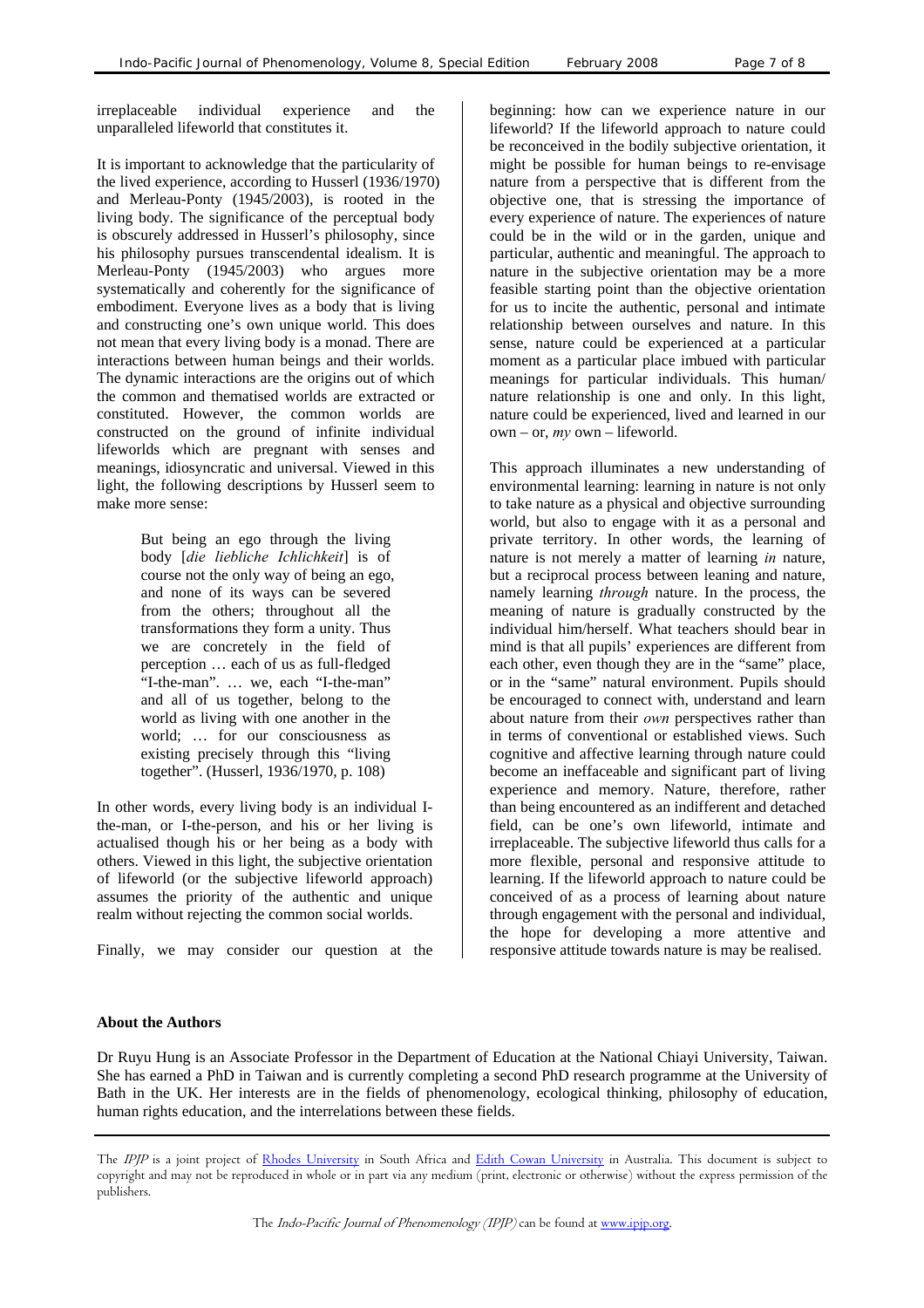irreplaceable individual experience and the unparalleled lifeworld that constitutes it.

It is important to acknowledge that the particularity of the lived experience, according to Husserl (1936/1970) and Merleau-Ponty (1945/2003), is rooted in the living body. The significance of the perceptual body is obscurely addressed in Husserl's philosophy, since his philosophy pursues transcendental idealism. It is Merleau-Ponty (1945/2003) who argues more systematically and coherently for the significance of embodiment. Everyone lives as a body that is living and constructing one's own unique world. This does not mean that every living body is a monad. There are interactions between human beings and their worlds. The dynamic interactions are the origins out of which the common and thematised worlds are extracted or constituted. However, the common worlds are constructed on the ground of infinite individual lifeworlds which are pregnant with senses and meanings, idiosyncratic and universal. Viewed in this light, the following descriptions by Husserl seem to make more sense:

> But being an ego through the living body [*die liebliche Ichlichkeit*] is of course not the only way of being an ego, and none of its ways can be severed from the others; throughout all the transformations they form a unity. Thus we are concretely in the field of perception … each of us as full-fledged "I-the-man". … we, each "I-the-man" and all of us together, belong to the world as living with one another in the world; … for our consciousness as existing precisely through this "living together". (Husserl, 1936/1970, p. 108)

In other words, every living body is an individual I-the-man, or I-the-person, and his or her living is actualised though his or her being as a body with others. Viewed in this light, the subjective orientation of lifeworld (or the subjective lifeworld approach) assumes the priority of the authentic and unique realm without rejecting the common social worlds.

Finally, we may consider our question at the beginning: how can we experience nature in our lifeworld? If the lifeworld approach to nature could be reconceived in the bodily subjective orientation, it might be possible for human beings to re-envisage nature from a perspective that is different from the objective one, that is stressing the importance of every experience of nature. The experiences of nature could be in the wild or in the garden, unique and particular, authentic and meaningful. The approach to nature in the subjective orientation may be a more feasible starting point than the objective orientation for us to incite the authentic, personal and intimate relationship between ourselves and nature. In this sense, nature could be experienced at a particular moment as a particular place imbued with particular meanings for particular individuals. This human/ nature relationship is one and only. In this light, nature could be experienced, lived and learned in our own – or, *my* own – lifeworld.

This approach illuminates a new understanding of environmental learning: learning in nature is not only to take nature as a physical and objective surrounding world, but also to engage with it as a personal and private territory. In other words, the learning of nature is not merely a matter of learning *in* nature, but a reciprocal process between leaning and nature, namely learning *through* nature. In the process, the meaning of nature is gradually constructed by the individual him/herself. What teachers should bear in mind is that all pupils' experiences are different from each other, even though they are in the "same" place, or in the "same" natural environment. Pupils should be encouraged to connect with, understand and learn about nature from their *own* perspectives rather than in terms of conventional or established views. Such cognitive and affective learning through nature could become an ineffaceable and significant part of living experience and memory. Nature, therefore, rather than being encountered as an indifferent and detached field, can be one's own lifeworld, intimate and irreplaceable. The subjective lifeworld thus calls for a more flexible, personal and responsive attitude to learning. If the lifeworld approach to nature could be conceived of as a process of learning about nature through engagement with the personal and individual, the hope for developing a more attentive and responsive attitude towards nature is may be realised.

**About the Authors**

Dr Ruyu Hung is an Associate Professor in the Department of Education at the National Chiayi University, Taiwan. She has earned a PhD in Taiwan and is currently completing a second PhD research programme at the University of Bath in the UK. Her interests are in the fields of phenomenology, ecological thinking, philosophy of education, human rights education, and the interrelations between these fields.

The *IPJP* is a joint project of Rhodes University in South Africa and Edith Cowan University in Australia. This document is subject to copyright and may not be reproduced in whole or in part via any medium (print, electronic or otherwise) without the express permission of the publishers.

The *Indo-Pacific Journal of Phenomenology (IPJP)* can be found at www.ipjp.org.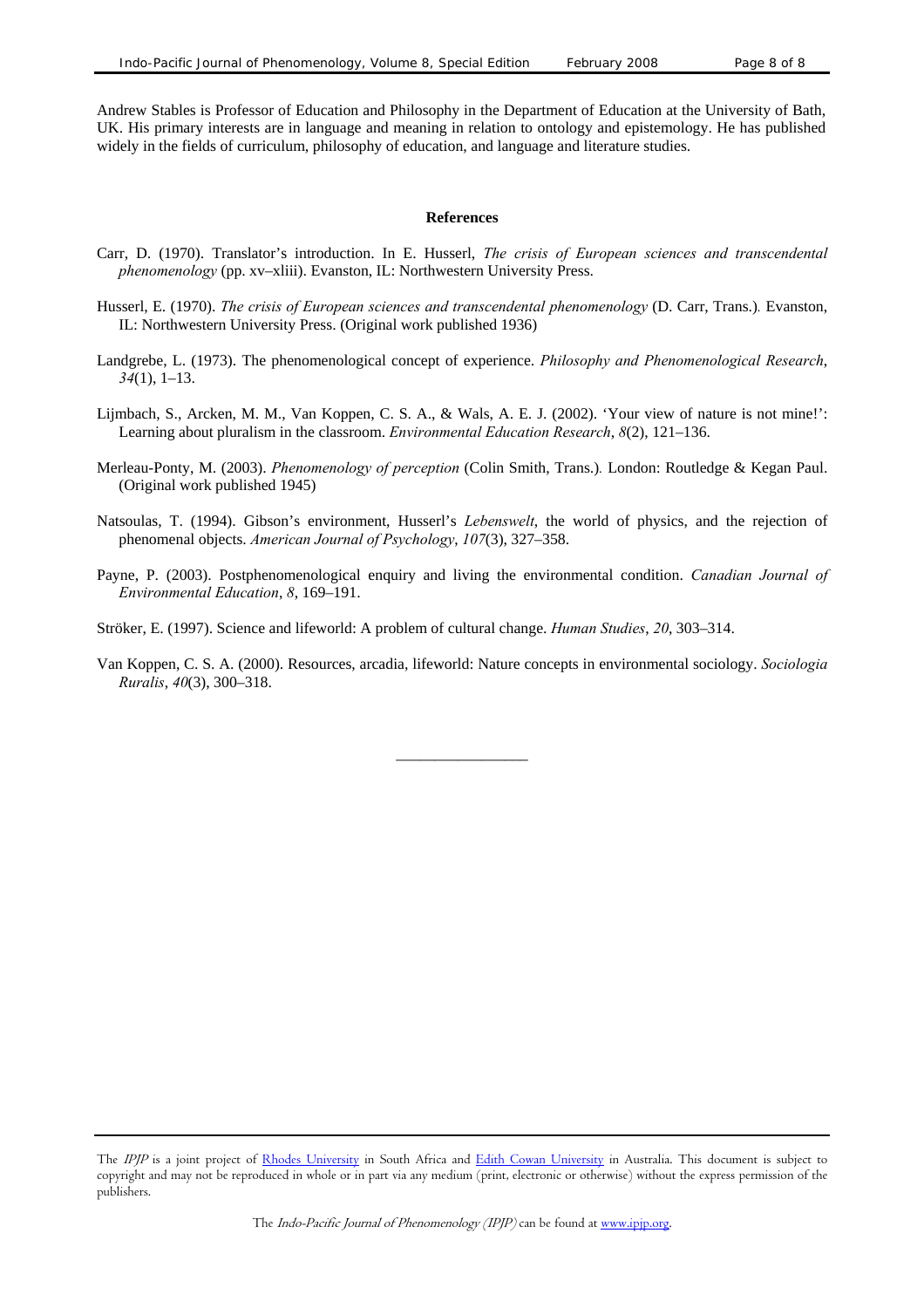Andrew Stables is Professor of Education and Philosophy in the Department of Education at the University of Bath, UK. His primary interests are in language and meaning in relation to ontology and epistemology. He has published widely in the fields of curriculum, philosophy of education, and language and literature studies.

## References

Carr, D. (1970). Translator's introduction. In E. Husserl, *The crisis of European sciences and transcendental phenomenology* (pp. xv–xliii). Evanston, IL: Northwestern University Press.

Husserl, E. (1970). *The crisis of European sciences and transcendental phenomenology* (D. Carr, Trans.). Evanston, IL: Northwestern University Press. (Original work published 1936)

Landgrebe, L. (1973). The phenomenological concept of experience. *Philosophy and Phenomenological Research*, *34*(1), 1–13.

Lijmbach, S., Arcken, M. M., Van Koppen, C. S. A., & Wals, A. E. J. (2002). 'Your view of nature is not mine!': Learning about pluralism in the classroom. *Environmental Education Research*, *8*(2), 121–136.

Merleau-Ponty, M. (2003). *Phenomenology of perception* (Colin Smith, Trans.). London: Routledge & Kegan Paul. (Original work published 1945)

Natsoulas, T. (1994). Gibson's environment, Husserl's *Lebenswelt*, the world of physics, and the rejection of phenomenal objects. *American Journal of Psychology*, *107*(3), 327–358.

Payne, P. (2003). Postphenomenological enquiry and living the environmental condition. *Canadian Journal of Environmental Education*, *8*, 169–191.

Ströker, E. (1997). Science and lifeworld: A problem of cultural change. *Human Studies*, *20*, 303–314.

Van Koppen, C. S. A. (2000). Resources, arcadia, lifeworld: Nature concepts in environmental sociology. *Sociologia Ruralis*, *40*(3), 300–318.

---

The *IPJP* is a joint project of Rhodes University in South Africa and Edith Cowan University in Australia. This document is subject to copyright and may not be reproduced in whole or in part via any medium (print, electronic or otherwise) without the express permission of the publishers.

The *Indo-Pacific Journal of Phenomenology (IPJP)* can be found at www.ipjp.org.